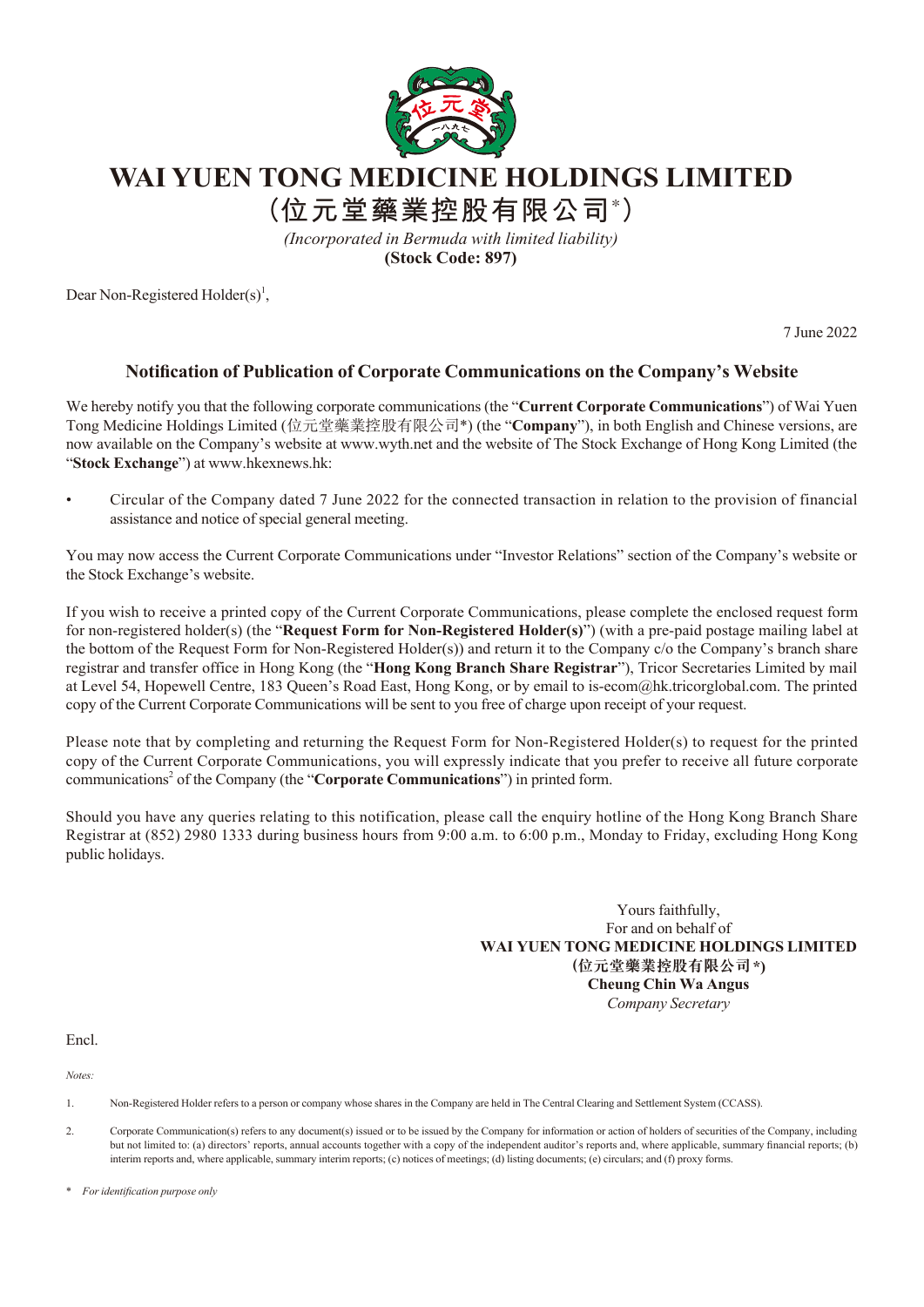# WAI YUEN TONG MEDICINE HOLDINGS LIMITED

# (位元堂藥業控股有限公司*)

*(Incorporated in Bermuda with limited liability)*

**(Stock Code: 897)**

Dear Non-Registered Holder(s)[1],

7 June 2022

## Notification of Publication of Corporate Communications on the Company's Website

We hereby notify you that the following corporate communications (the "**Current Corporate Communications**") of Wai Yuen Tong Medicine Holdings Limited (位元堂藥業控股有限公司*) (the "**Company**"), in both English and Chinese versions, are now available on the Company's website at www.wyth.net and the website of The Stock Exchange of Hong Kong Limited (the "**Stock Exchange**") at www.hkexnews.hk:

- Circular of the Company dated 7 June 2022 for the connected transaction in relation to the provision of financial assistance and notice of special general meeting.

You may now access the Current Corporate Communications under "Investor Relations" section of the Company's website or the Stock Exchange's website.

If you wish to receive a printed copy of the Current Corporate Communications, please complete the enclosed request form for non-registered holder(s) (the "**Request Form for Non-Registered Holder(s)**") (with a pre-paid postage mailing label at the bottom of the Request Form for Non-Registered Holder(s)) and return it to the Company c/o the Company's branch share registrar and transfer office in Hong Kong (the "**Hong Kong Branch Share Registrar**"), Tricor Secretaries Limited by mail at Level 54, Hopewell Centre, 183 Queen's Road East, Hong Kong, or by email to is-ecom@hk.tricorglobal.com. The printed copy of the Current Corporate Communications will be sent to you free of charge upon receipt of your request.

Please note that by completing and returning the Request Form for Non-Registered Holder(s) to request for the printed copy of the Current Corporate Communications, you will expressly indicate that you prefer to receive all future corporate communications[2] of the Company (the "**Corporate Communications**") in printed form.

Should you have any queries relating to this notification, please call the enquiry hotline of the Hong Kong Branch Share Registrar at (852) 2980 1333 during business hours from 9:00 a.m. to 6:00 p.m., Monday to Friday, excluding Hong Kong public holidays.

Yours faithfully,
For and on behalf of
**WAI YUEN TONG MEDICINE HOLDINGS LIMITED**
**(位元堂藥業控股有限公司*)**
**Cheung Chin Wa Angus**
*Company Secretary*

Encl.

*Notes:*

1. Non-Registered Holder refers to a person or company whose shares in the Company are held in The Central Clearing and Settlement System (CCASS).

2. Corporate Communication(s) refers to any document(s) issued or to be issued by the Company for information or action of holders of securities of the Company, including but not limited to: (a) directors' reports, annual accounts together with a copy of the independent auditor's reports and, where applicable, summary financial reports; (b) interim reports and, where applicable, summary interim reports; (c) notices of meetings; (d) listing documents; (e) circulars; and (f) proxy forms.

\* *For identification purpose only*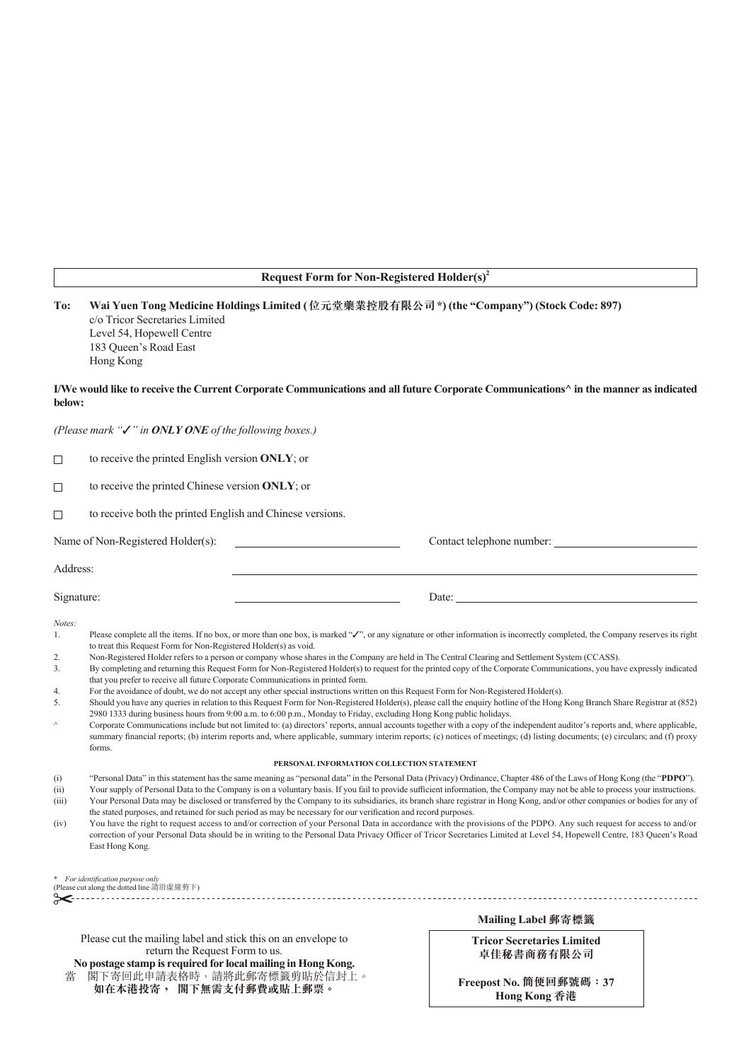## Request Form for Non-Registered Holder(s)[2]

**To: Wai Yuen Tong Medicine Holdings Limited (位元堂藥業控股有限公司*) (the "Company") (Stock Code: 897)**
c/o Tricor Secretaries Limited
Level 54, Hopewell Centre
183 Queen's Road East
Hong Kong

**I/We would like to receive the Current Corporate Communications and all future Corporate Communications^ in the manner as indicated below:**

*(Please mark "✓" in **ONLY ONE** of the following boxes.)*

☐ to receive the printed English version **ONLY**; or

☐ to receive the printed Chinese version **ONLY**; or

☐ to receive both the printed English and Chinese versions.

Name of Non-Registered Holder(s): ____________________ Contact telephone number: ____________________

Address: ________________________________________

Signature: ____________________ Date: ____________________

*Notes:*

1. Please complete all the items. If no box, or more than one box, is marked "✓", or any signature or other information is incorrectly completed, the Company reserves its right to treat this Request Form for Non-Registered Holder(s) as void.
2. Non-Registered Holder refers to a person or company whose shares in the Company are held in The Central Clearing and Settlement System (CCASS).
3. By completing and returning this Request Form for Non-Registered Holder(s) to request for the printed copy of the Corporate Communications, you have expressly indicated that you prefer to receive all future Corporate Communications in printed form.
4. For the avoidance of doubt, we do not accept any other special instructions written on this Request Form for Non-Registered Holder(s).
5. Should you have any queries in relation to this Request Form for Non-Registered Holder(s), please call the enquiry hotline of the Hong Kong Branch Share Registrar at (852) 2980 1333 during business hours from 9:00 a.m. to 6:00 p.m., Monday to Friday, excluding Hong Kong public holidays.

^ Corporate Communications include but not limited to: (a) directors' reports, annual accounts together with a copy of the independent auditor's reports and, where applicable, summary financial reports; (b) interim reports and, where applicable, summary interim reports; (c) notices of meetings; (d) listing documents; (e) circulars; and (f) proxy forms.

**PERSONAL INFORMATION COLLECTION STATEMENT**

(i) "Personal Data" in this statement has the same meaning as "personal data" in the Personal Data (Privacy) Ordinance, Chapter 486 of the Laws of Hong Kong (the "**PDPO**").
(ii) Your supply of Personal Data to the Company is on a voluntary basis. If you fail to provide sufficient information, the Company may not be able to process your instructions.
(iii) Your Personal Data may be disclosed or transferred by the Company to its subsidiaries, its branch share registrar in Hong Kong, and/or other companies or bodies for any of the stated purposes, and retained for such period as may be necessary for our verification and record purposes.
(iv) You have the right to request access to and/or correction of your Personal Data in accordance with the provisions of the PDPO. Any such request for access to and/or correction of your Personal Data should be in writing to the Personal Data Privacy Officer of Tricor Secretaries Limited at Level 54, Hopewell Centre, 183 Queen's Road East Hong Kong.

\* *For identification purpose only*

(Please cut along the dotted line 請沿虛線剪下)

✂ - - - - - - - - - - - - - - - - - - - - - - - - - - - - - - - - - - - - - - - -

Please cut the mailing label and stick this on an envelope to return the Request Form to us.
**No postage stamp is required for local mailing in Hong Kong.**
當 閣下寄回此申請表格時，請將此郵寄標籤剪貼於信封上。
**如在本港投寄， 閣下無需支付郵費或貼上郵票。**

**Mailing Label 郵寄標籤**

**Tricor Secretaries Limited**
**卓佳秘書商務有限公司**

**Freepost No. 簡便回郵號碼：37**
**Hong Kong 香港**